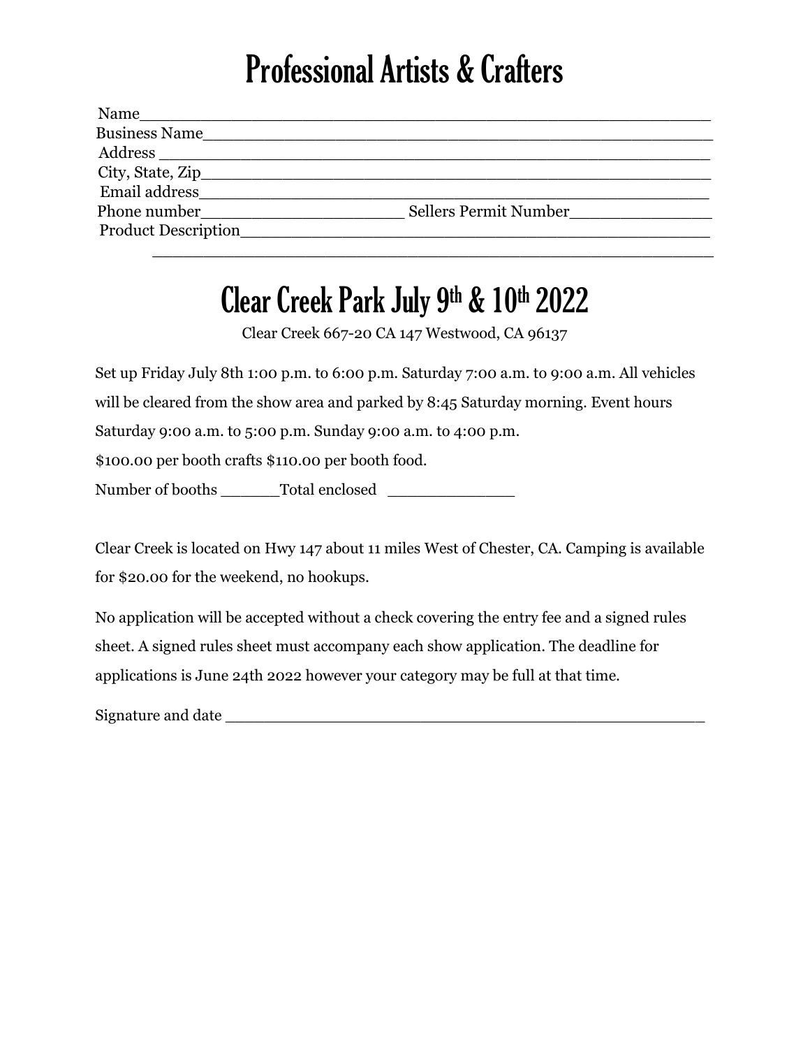# Professional Artists & Crafters

Name_______________________________________________________

Business Name_______________________________________________

Address _____________________________________________________

City, State, Zip______________________________________________

Email address_________________________________________________

Phone number_____________________ Sellers Permit Number_______________

Product Description____________________________________________

_____________________________________________________________

# Clear Creek Park July 9th & 10th 2022

Clear Creek 667-20 CA 147 Westwood, CA 96137

Set up Friday July 8th 1:00 p.m. to 6:00 p.m. Saturday 7:00 a.m. to 9:00 a.m. All vehicles will be cleared from the show area and parked by 8:45 Saturday morning. Event hours Saturday 9:00 a.m. to 5:00 p.m. Sunday 9:00 a.m. to 4:00 p.m.

$100.00 per booth crafts $110.00 per booth food.

Number of booths ______Total enclosed _____________

Clear Creek is located on Hwy 147 about 11 miles West of Chester, CA. Camping is available for $20.00 for the weekend, no hookups.

No application will be accepted without a check covering the entry fee and a signed rules sheet. A signed rules sheet must accompany each show application. The deadline for applications is June 24th 2022 however your category may be full at that time.

Signature and date ________________________________________________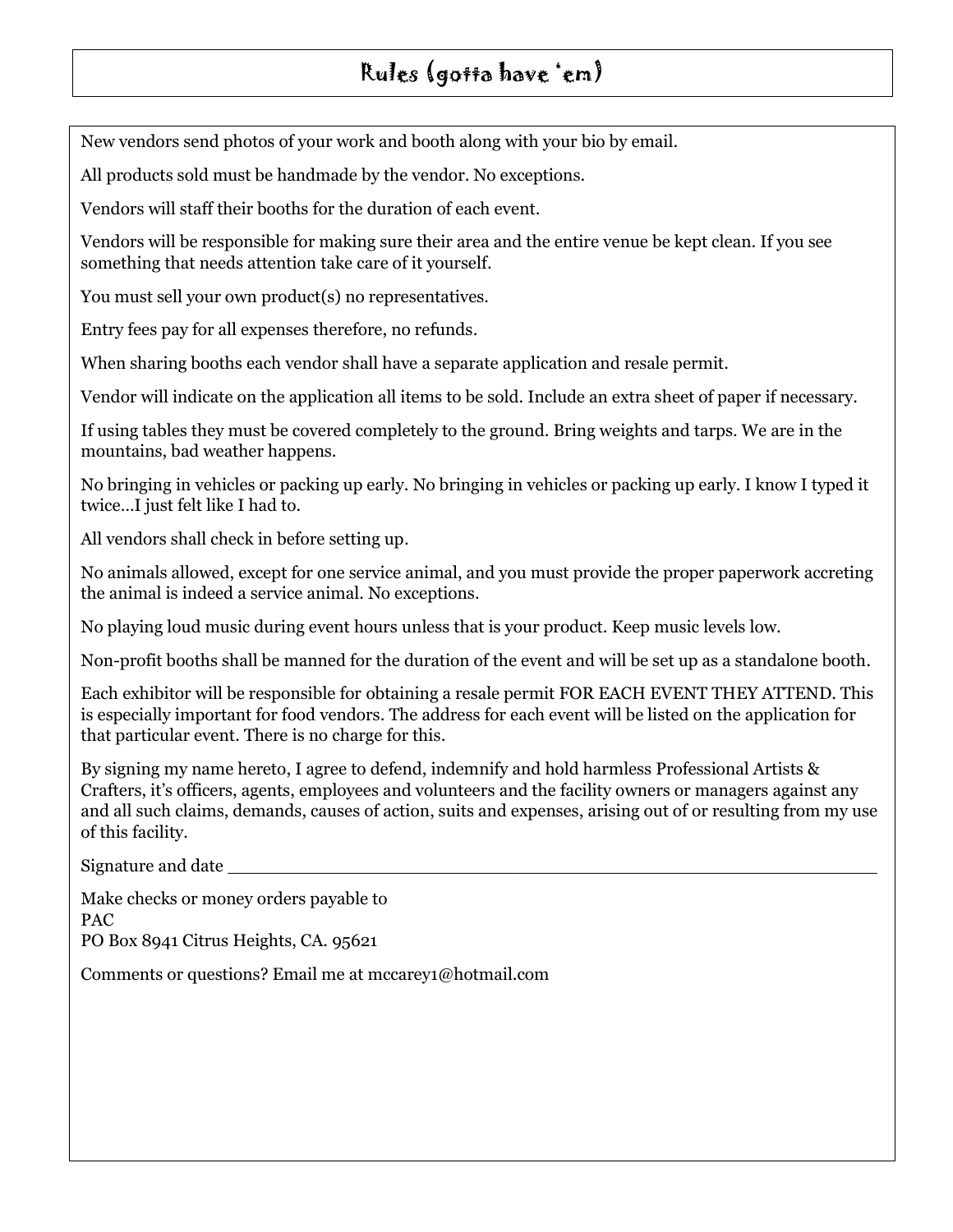# Rules (gotta have 'em)

New vendors send photos of your work and booth along with your bio by email.

All products sold must be handmade by the vendor. No exceptions.

Vendors will staff their booths for the duration of each event.

Vendors will be responsible for making sure their area and the entire venue be kept clean. If you see something that needs attention take care of it yourself.

You must sell your own product(s) no representatives.

Entry fees pay for all expenses therefore, no refunds.

When sharing booths each vendor shall have a separate application and resale permit.

Vendor will indicate on the application all items to be sold. Include an extra sheet of paper if necessary.

If using tables they must be covered completely to the ground. Bring weights and tarps. We are in the mountains, bad weather happens.

No bringing in vehicles or packing up early. No bringing in vehicles or packing up early. I know I typed it twice…I just felt like I had to.

All vendors shall check in before setting up.

No animals allowed, except for one service animal, and you must provide the proper paperwork accreting the animal is indeed a service animal. No exceptions.

No playing loud music during event hours unless that is your product. Keep music levels low.

Non-profit booths shall be manned for the duration of the event and will be set up as a standalone booth.

Each exhibitor will be responsible for obtaining a resale permit FOR EACH EVENT THEY ATTEND. This is especially important for food vendors. The address for each event will be listed on the application for that particular event. There is no charge for this.

By signing my name hereto, I agree to defend, indemnify and hold harmless Professional Artists & Crafters, it's officers, agents, employees and volunteers and the facility owners or managers against any and all such claims, demands, causes of action, suits and expenses, arising out of or resulting from my use of this facility.

Signature and date ______________________________________________________________

Make checks or money orders payable to
PAC
PO Box 8941 Citrus Heights, CA. 95621

Comments or questions? Email me at mccarey1@hotmail.com